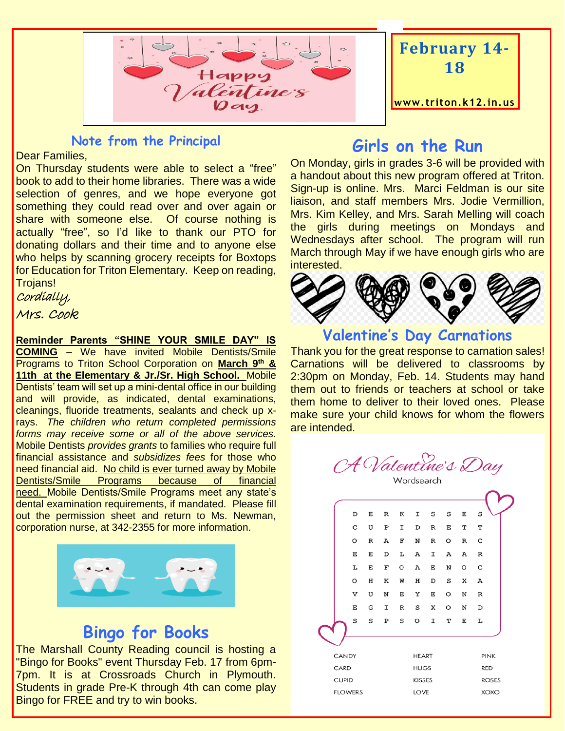**February 14-18**

**www.triton.k12.in.us**

## Note from the Principal

Dear Families,

On Thursday students were able to select a "free" book to add to their home libraries. There was a wide selection of genres, and we hope everyone got something they could read over and over again or share with someone else. Of course nothing is actually "free", so I'd like to thank our PTO for donating dollars and their time and to anyone else who helps by scanning grocery receipts for Boxtops for Education for Triton Elementary. Keep on reading, Trojans!

*Cordially,*

*Mrs. Cook*

**Reminder Parents "SHINE YOUR SMILE DAY" IS COMING** – We have invited Mobile Dentists/Smile Programs to Triton School Corporation on **March 9th & 11th at the Elementary & Jr./Sr. High School.** Mobile Dentists' team will set up a mini-dental office in our building and will provide, as indicated, dental examinations, cleanings, fluoride treatments, sealants and check up x-rays. *The children who return completed permissions forms may receive some or all of the above services.* Mobile Dentists *provides grants* to families who require full financial assistance and *subsidizes fees* for those who need financial aid. No child is ever turned away by Mobile Dentists/Smile Programs because of financial need. Mobile Dentists/Smile Programs meet any state's dental examination requirements, if mandated. Please fill out the permission sheet and return to Ms. Newman, corporation nurse, at 342-2355 for more information.

## Bingo for Books

The Marshall County Reading council is hosting a "Bingo for Books" event Thursday Feb. 17 from 6pm-7pm. It is at Crossroads Church in Plymouth. Students in grade Pre-K through 4th can come play Bingo for FREE and try to win books.

## Girls on the Run

On Monday, girls in grades 3-6 will be provided with a handout about this new program offered at Triton. Sign-up is online. Mrs. Marci Feldman is our site liaison, and staff members Mrs. Jodie Vermillion, Mrs. Kim Kelley, and Mrs. Sarah Melling will coach the girls during meetings on Mondays and Wednesdays after school. The program will run March through May if we have enough girls who are interested.

## Valentine's Day Carnations

Thank you for the great response to carnation sales! Carnations will be delivered to classrooms by 2:30pm on Monday, Feb. 14. Students may hand them out to friends or teachers at school or take them home to deliver to their loved ones. Please make sure your child knows for whom the flowers are intended.

### A Valentine's Day Wordsearch

```
D E R K I S S E S
C U P I D R E T T
O R A F N R O R C
E E D L A I A A R
L E F O A E N O C
O H K W H D S X A
V U N E Y E O N R
E G I R S X O N D
S S P S O I T E L
```

| | | |
|---|---|---|
| CANDY | HEART | PINK |
| CARD | HUGS | RED |
| CUPID | KISSES | ROSES |
| FLOWERS | LOVE | XOXO |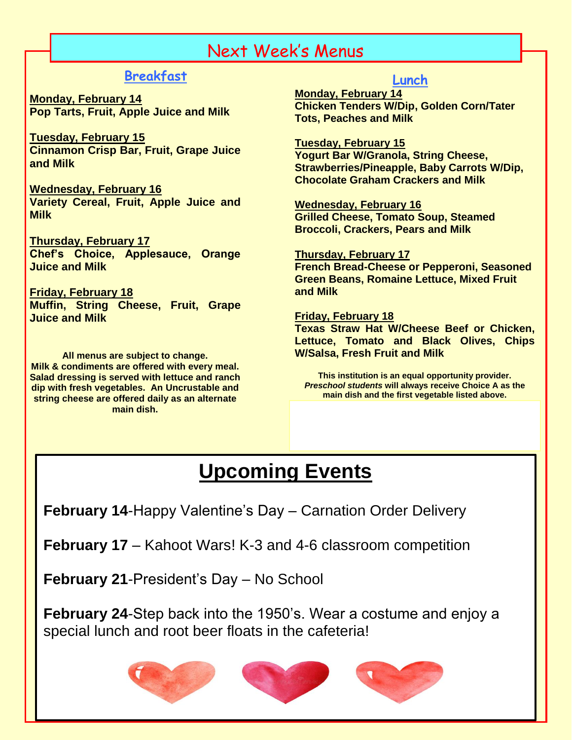# Next Week's Menus

## Breakfast

**Monday, February 14**
**Pop Tarts, Fruit, Apple Juice and Milk**

**Tuesday, February 15**
**Cinnamon Crisp Bar, Fruit, Grape Juice and Milk**

**Wednesday, February 16**
**Variety Cereal, Fruit, Apple Juice and Milk**

**Thursday, February 17**
**Chef's Choice, Applesauce, Orange Juice and Milk**

**Friday, February 18**
**Muffin, String Cheese, Fruit, Grape Juice and Milk**

**All menus are subject to change.**
**Milk & condiments are offered with every meal. Salad dressing is served with lettuce and ranch dip with fresh vegetables. An Uncrustable and string cheese are offered daily as an alternate main dish.**

## Lunch

**Monday, February 14**
**Chicken Tenders W/Dip, Golden Corn/Tater Tots, Peaches and Milk**

**Tuesday, February 15**
**Yogurt Bar W/Granola, String Cheese, Strawberries/Pineapple, Baby Carrots W/Dip, Chocolate Graham Crackers and Milk**

**Wednesday, February 16**
**Grilled Cheese, Tomato Soup, Steamed Broccoli, Crackers, Pears and Milk**

**Thursday, February 17**
**French Bread-Cheese or Pepperoni, Seasoned Green Beans, Romaine Lettuce, Mixed Fruit and Milk**

**Friday, February 18**
**Texas Straw Hat W/Cheese Beef or Chicken, Lettuce, Tomato and Black Olives, Chips W/Salsa, Fresh Fruit and Milk**

**This institution is an equal opportunity provider.**
***Preschool students* will always receive Choice A as the main dish and the first vegetable listed above.**

# Upcoming Events

**February 14**-Happy Valentine's Day – Carnation Order Delivery

**February 17** – Kahoot Wars! K-3 and 4-6 classroom competition

**February 21**-President's Day – No School

**February 24**-Step back into the 1950's. Wear a costume and enjoy a special lunch and root beer floats in the cafeteria!